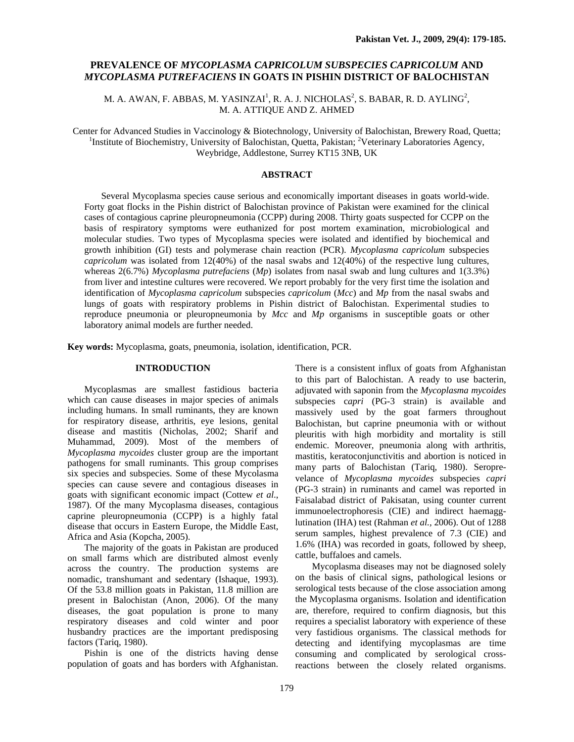# PREVALENCE OF *MYCOPLASMA CAPRICOLUM SUBSPECIES CAPRICOLUM* AND *MYCOPLASMA PUTREFACIENS* IN GOATS IN PISHIN DISTRICT OF BALOCHISTAN

M. A. AWAN, F. ABBAS, M. YASINZAI[1], R. A. J. NICHOLAS[2], S. BABAR, R. D. AYLING[2], M. A. ATTIQUE AND Z. AHMED

Center for Advanced Studies in Vaccinology & Biotechnology, University of Balochistan, Brewery Road, Quetta; [1]Institute of Biochemistry, University of Balochistan, Quetta, Pakistan; [2]Veterinary Laboratories Agency, Weybridge, Addlestone, Surrey KT15 3NB, UK

## ABSTRACT

Several Mycoplasma species cause serious and economically important diseases in goats world-wide. Forty goat flocks in the Pishin district of Balochistan province of Pakistan were examined for the clinical cases of contagious caprine pleuropneumonia (CCPP) during 2008. Thirty goats suspected for CCPP on the basis of respiratory symptoms were euthanized for post mortem examination, microbiological and molecular studies. Two types of Mycoplasma species were isolated and identified by biochemical and growth inhibition (GI) tests and polymerase chain reaction (PCR). *Mycoplasma capricolum* subspecies *capricolum* was isolated from 12(40%) of the nasal swabs and 12(40%) of the respective lung cultures, whereas 2(6.7%) *Mycoplasma putrefaciens* (*Mp*) isolates from nasal swab and lung cultures and 1(3.3%) from liver and intestine cultures were recovered. We report probably for the very first time the isolation and identification of *Mycoplasma capricolum* subspecies *capricolum* (*Mcc*) and *Mp* from the nasal swabs and lungs of goats with respiratory problems in Pishin district of Balochistan. Experimental studies to reproduce pneumonia or pleuropneumonia by *Mcc* and *Mp* organisms in susceptible goats or other laboratory animal models are further needed.

**Key words:** Mycoplasma, goats, pneumonia, isolation, identification, PCR.

## INTRODUCTION

Mycoplasmas are smallest fastidious bacteria which can cause diseases in major species of animals including humans. In small ruminants, they are known for respiratory disease, arthritis, eye lesions, genital disease and mastitis (Nicholas, 2002; Sharif and Muhammad, 2009). Most of the members of *Mycoplasma mycoides* cluster group are the important pathogens for small ruminants. This group comprises six species and subspecies. Some of these Mycolasma species can cause severe and contagious diseases in goats with significant economic impact (Cottew *et al*., 1987). Of the many Mycoplasma diseases, contagious caprine pleuropneumonia (CCPP) is a highly fatal disease that occurs in Eastern Europe, the Middle East, Africa and Asia (Kopcha, 2005).

The majority of the goats in Pakistan are produced on small farms which are distributed almost evenly across the country. The production systems are nomadic, transhumant and sedentary (Ishaque, 1993). Of the 53.8 million goats in Pakistan, 11.8 million are present in Balochistan (Anon, 2006). Of the many diseases, the goat population is prone to many respiratory diseases and cold winter and poor husbandry practices are the important predisposing factors (Tariq, 1980).

Pishin is one of the districts having dense population of goats and has borders with Afghanistan. There is a consistent influx of goats from Afghanistan to this part of Balochistan. A ready to use bacterin, adjuvated with saponin from the *Mycoplasma mycoides* subspecies c*apri* (PG-3 strain) is available and massively used by the goat farmers throughout Balochistan, but caprine pneumonia with or without pleuritis with high morbidity and mortality is still endemic. Moreover, pneumonia along with arthritis, mastitis, keratoconjunctivitis and abortion is noticed in many parts of Balochistan (Tariq, 1980). Seroprevelance of *Mycoplasma mycoides* subspecies *capri* (PG-3 strain) in ruminants and camel was reported in Faisalabad district of Pakisatan, using counter current immunoelectrophoresis (CIE) and indirect haemagglutination (IHA) test (Rahman *et al.,* 2006). Out of 1288 serum samples, highest prevalence of 7.3 (CIE) and 1.6% (IHA) was recorded in goats, followed by sheep, cattle, buffaloes and camels.

Mycoplasma diseases may not be diagnosed solely on the basis of clinical signs, pathological lesions or serological tests because of the close association among the Mycoplasma organisms. Isolation and identification are, therefore, required to confirm diagnosis, but this requires a specialist laboratory with experience of these very fastidious organisms. The classical methods for detecting and identifying mycoplasmas are time consuming and complicated by serological cross-reactions between the closely related organisms.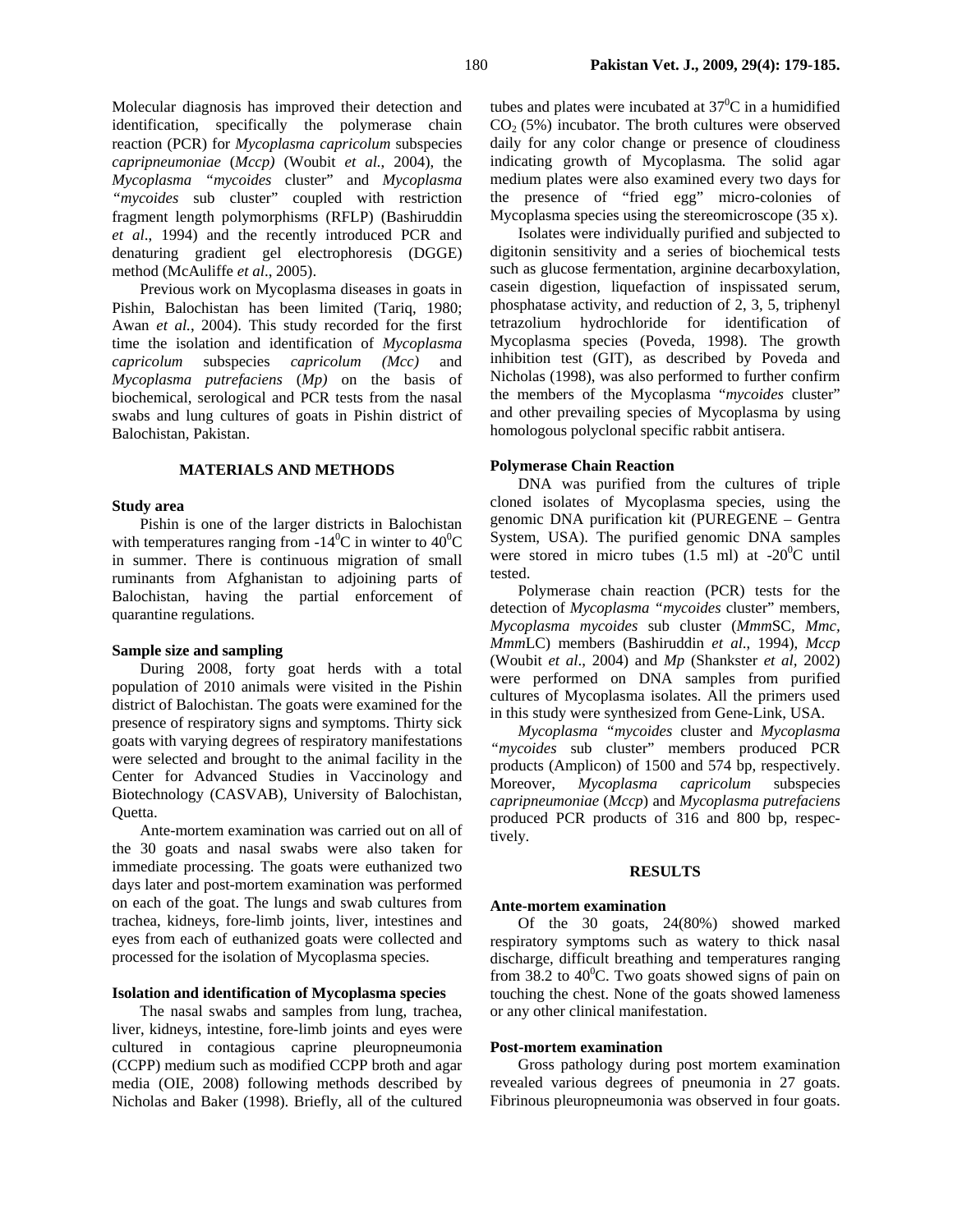Molecular diagnosis has improved their detection and identification, specifically the polymerase chain reaction (PCR) for *Mycoplasma capricolum* subspecies *capripneumoniae* (*Mccp)* (Woubit *et al.*, 2004), the *Mycoplasma* "*mycoides* cluster" and *Mycoplasma "mycoides* sub cluster" coupled with restriction fragment length polymorphisms (RFLP) (Bashiruddin *et al*., 1994) and the recently introduced PCR and denaturing gradient gel electrophoresis (DGGE) method (McAuliffe *et al*., 2005).

Previous work on Mycoplasma diseases in goats in Pishin, Balochistan has been limited (Tariq, 1980; Awan *et al.*, 2004). This study recorded for the first time the isolation and identification of *Mycoplasma capricolum* subspecies *capricolum (Mcc)* and *Mycoplasma putrefaciens* (*Mp)* on the basis of biochemical, serological and PCR tests from the nasal swabs and lung cultures of goats in Pishin district of Balochistan, Pakistan.

## MATERIALS AND METHODS

### Study area

Pishin is one of the larger districts in Balochistan with temperatures ranging from -14$^0$C in winter to 40$^0$C in summer. There is continuous migration of small ruminants from Afghanistan to adjoining parts of Balochistan, having the partial enforcement of quarantine regulations.

### Sample size and sampling

During 2008, forty goat herds with a total population of 2010 animals were visited in the Pishin district of Balochistan. The goats were examined for the presence of respiratory signs and symptoms. Thirty sick goats with varying degrees of respiratory manifestations were selected and brought to the animal facility in the Center for Advanced Studies in Vaccinology and Biotechnology (CASVAB), University of Balochistan, Quetta.

Ante-mortem examination was carried out on all of the 30 goats and nasal swabs were also taken for immediate processing. The goats were euthanized two days later and post-mortem examination was performed on each of the goat. The lungs and swab cultures from trachea, kidneys, fore-limb joints, liver, intestines and eyes from each of euthanized goats were collected and processed for the isolation of Mycoplasma species.

### Isolation and identification of Mycoplasma species

The nasal swabs and samples from lung, trachea, liver, kidneys, intestine, fore-limb joints and eyes were cultured in contagious caprine pleuropneumonia (CCPP) medium such as modified CCPP broth and agar media (OIE, 2008) following methods described by Nicholas and Baker (1998). Briefly, all of the cultured tubes and plates were incubated at 37$^0$C in a humidified $CO_2$ (5%) incubator. The broth cultures were observed daily for any color change or presence of cloudiness indicating growth of Mycoplasma*.* The solid agar medium plates were also examined every two days for the presence of "fried egg" micro-colonies of Mycoplasma species using the stereomicroscope (35 x).

Isolates were individually purified and subjected to digitonin sensitivity and a series of biochemical tests such as glucose fermentation, arginine decarboxylation, casein digestion, liquefaction of inspissated serum, phosphatase activity, and reduction of 2, 3, 5, triphenyl tetrazolium hydrochloride for identification of Mycoplasma species (Poveda, 1998). The growth inhibition test (GIT), as described by Poveda and Nicholas (1998), was also performed to further confirm the members of the Mycoplasma "*mycoides* cluster" and other prevailing species of Mycoplasma by using homologous polyclonal specific rabbit antisera.

### Polymerase Chain Reaction

DNA was purified from the cultures of triple cloned isolates of Mycoplasma species, using the genomic DNA purification kit (PUREGENE – Gentra System, USA). The purified genomic DNA samples were stored in micro tubes (1.5 ml) at -20$^0$C until tested.

Polymerase chain reaction (PCR) tests for the detection of *Mycoplasma "mycoides* cluster" members, *Mycoplasma mycoides* sub cluster (*Mmm*SC, *Mmc*, *Mmm*LC) members (Bashiruddin *et al*., 1994), *Mccp* (Woubit *et al*., 2004) and *Mp* (Shankster *et al*, 2002) were performed on DNA samples from purified cultures of Mycoplasma isolates. All the primers used in this study were synthesized from Gene-Link, USA.

*Mycoplasma "mycoides* cluster and *Mycoplasma "mycoides* sub cluster" members produced PCR products (Amplicon) of 1500 and 574 bp, respectively. Moreover, *Mycoplasma capricolum* subspecies *capripneumoniae* (*Mccp*) and *Mycoplasma putrefaciens* produced PCR products of 316 and 800 bp, respectively.

## RESULTS

### Ante-mortem examination

Of the 30 goats, 24(80%) showed marked respiratory symptoms such as watery to thick nasal discharge, difficult breathing and temperatures ranging from 38.2 to 40$^0$C. Two goats showed signs of pain on touching the chest. None of the goats showed lameness or any other clinical manifestation.

### Post-mortem examination

Gross pathology during post mortem examination revealed various degrees of pneumonia in 27 goats. Fibrinous pleuropneumonia was observed in four goats.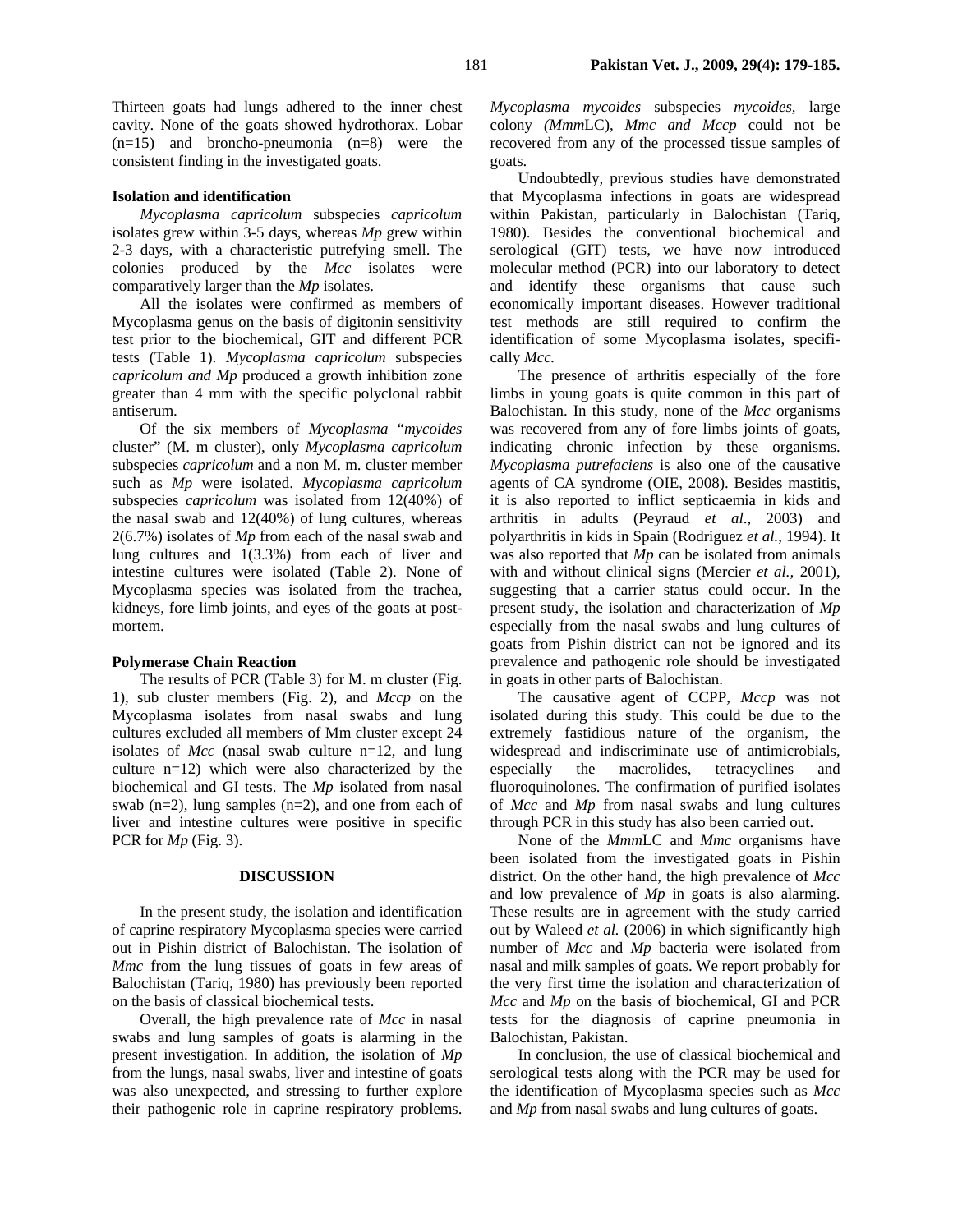Thirteen goats had lungs adhered to the inner chest cavity. None of the goats showed hydrothorax. Lobar (n=15) and broncho-pneumonia (n=8) were the consistent finding in the investigated goats.

**Isolation and identification**

*Mycoplasma capricolum* subspecies *capricolum* isolates grew within 3-5 days, whereas *Mp* grew within 2-3 days, with a characteristic putrefying smell. The colonies produced by the *Mcc* isolates were comparatively larger than the *Mp* isolates.

All the isolates were confirmed as members of Mycoplasma genus on the basis of digitonin sensitivity test prior to the biochemical, GIT and different PCR tests (Table 1). *Mycoplasma capricolum* subspecies *capricolum and Mp* produced a growth inhibition zone greater than 4 mm with the specific polyclonal rabbit antiserum.

Of the six members of *Mycoplasma* "*mycoides* cluster" (M. m cluster), only *Mycoplasma capricolum* subspecies *capricolum* and a non M. m. cluster member such as *Mp* were isolated. *Mycoplasma capricolum* subspecies *capricolum* was isolated from 12(40%) of the nasal swab and 12(40%) of lung cultures, whereas 2(6.7%) isolates of *Mp* from each of the nasal swab and lung cultures and 1(3.3%) from each of liver and intestine cultures were isolated (Table 2). None of Mycoplasma species was isolated from the trachea, kidneys, fore limb joints, and eyes of the goats at post-mortem.

**Polymerase Chain Reaction**

The results of PCR (Table 3) for M. m cluster (Fig. 1), sub cluster members (Fig. 2), and *Mccp* on the Mycoplasma isolates from nasal swabs and lung cultures excluded all members of Mm cluster except 24 isolates of *Mcc* (nasal swab culture n=12, and lung culture n=12) which were also characterized by the biochemical and GI tests. The *Mp* isolated from nasal swab (n=2), lung samples (n=2), and one from each of liver and intestine cultures were positive in specific PCR for *Mp* (Fig. 3).

## DISCUSSION

In the present study, the isolation and identification of caprine respiratory Mycoplasma species were carried out in Pishin district of Balochistan. The isolation of *Mmc* from the lung tissues of goats in few areas of Balochistan (Tariq, 1980) has previously been reported on the basis of classical biochemical tests.

Overall, the high prevalence rate of *Mcc* in nasal swabs and lung samples of goats is alarming in the present investigation. In addition, the isolation of *Mp* from the lungs, nasal swabs, liver and intestine of goats was also unexpected, and stressing to further explore their pathogenic role in caprine respiratory problems. *Mycoplasma mycoides* subspecies *mycoides*, large colony *(Mmm*LC), *Mmc and Mccp* could not be recovered from any of the processed tissue samples of goats.

Undoubtedly, previous studies have demonstrated that Mycoplasma infections in goats are widespread within Pakistan, particularly in Balochistan (Tariq, 1980). Besides the conventional biochemical and serological (GIT) tests, we have now introduced molecular method (PCR) into our laboratory to detect and identify these organisms that cause such economically important diseases. However traditional test methods are still required to confirm the identification of some Mycoplasma isolates, specifically *Mcc.*

The presence of arthritis especially of the fore limbs in young goats is quite common in this part of Balochistan. In this study, none of the *Mcc* organisms was recovered from any of fore limbs joints of goats, indicating chronic infection by these organisms. *Mycoplasma putrefaciens* is also one of the causative agents of CA syndrome (OIE, 2008). Besides mastitis, it is also reported to inflict septicaemia in kids and arthritis in adults (Peyraud *et al*., 2003) and polyarthritis in kids in Spain (Rodriguez *et al.*, 1994). It was also reported that *Mp* can be isolated from animals with and without clinical signs (Mercier *et al.,* 2001), suggesting that a carrier status could occur. In the present study, the isolation and characterization of *Mp* especially from the nasal swabs and lung cultures of goats from Pishin district can not be ignored and its prevalence and pathogenic role should be investigated in goats in other parts of Balochistan.

The causative agent of CCPP, *Mccp* was not isolated during this study. This could be due to the extremely fastidious nature of the organism, the widespread and indiscriminate use of antimicrobials, especially the macrolides, tetracyclines and fluoroquinolones. The confirmation of purified isolates of *Mcc* and *Mp* from nasal swabs and lung cultures through PCR in this study has also been carried out.

None of the *Mmm*LC and *Mmc* organisms have been isolated from the investigated goats in Pishin district. On the other hand, the high prevalence of *Mcc* and low prevalence of *Mp* in goats is also alarming. These results are in agreement with the study carried out by Waleed *et al.* (2006) in which significantly high number of *Mcc* and *Mp* bacteria were isolated from nasal and milk samples of goats. We report probably for the very first time the isolation and characterization of *Mcc* and *Mp* on the basis of biochemical, GI and PCR tests for the diagnosis of caprine pneumonia in Balochistan, Pakistan.

In conclusion, the use of classical biochemical and serological tests along with the PCR may be used for the identification of Mycoplasma species such as *Mcc* and *Mp* from nasal swabs and lung cultures of goats.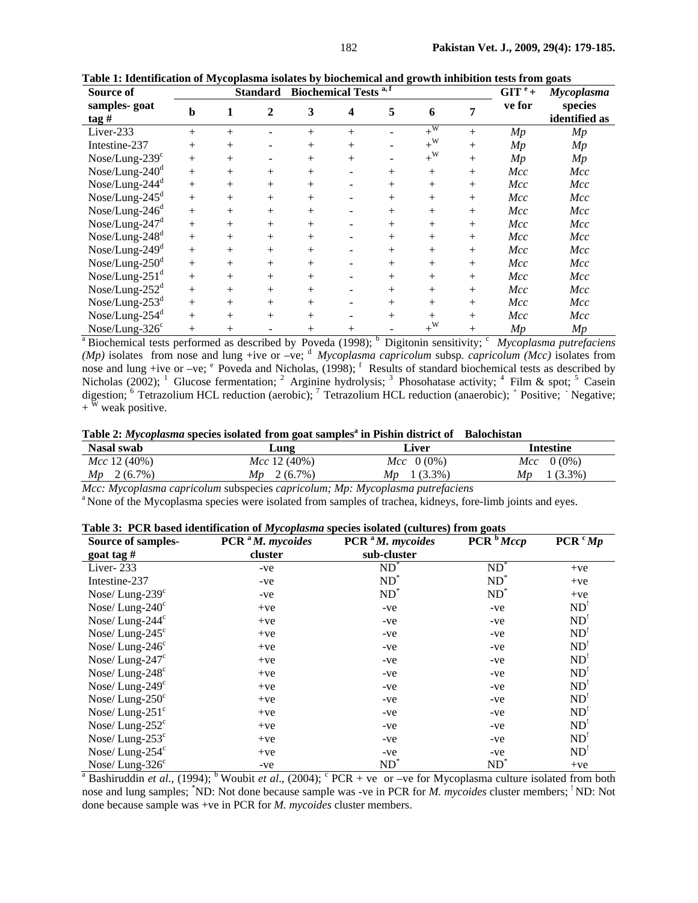**Table 1: Identification of Mycoplasma isolates by biochemical and growth inhibition tests from goats**

| Source of samples- goat tag # | Standard Biochemical Tests [a, f] | | | | | | | | GIT [e] + ve for | *Mycoplasma* species identified as |
|---|---|---|---|---|---|---|---|---|---|---|
| | b | 1 | 2 | 3 | 4 | 5 | 6 | 7 | | |
| Liver-233 | + | + | - | + | + | - | +[W] | + | *Mp* | *Mp* |
| Intestine-237 | + | + | - | + | + | - | +[W] | + | *Mp* | *Mp* |
| Nose/Lung-239[c] | + | + | - | + | + | - | +[W] | + | *Mp* | *Mp* |
| Nose/Lung-240[d] | + | + | + | + | - | + | + | + | *Mcc* | *Mcc* |
| Nose/Lung-244[d] | + | + | + | + | - | + | + | + | *Mcc* | *Mcc* |
| Nose/Lung-245[d] | + | + | + | + | - | + | + | + | *Mcc* | *Mcc* |
| Nose/Lung-246[d] | + | + | + | + | - | + | + | + | *Mcc* | *Mcc* |
| Nose/Lung-247[d] | + | + | + | + | - | + | + | + | *Mcc* | *Mcc* |
| Nose/Lung-248[d] | + | + | + | + | - | + | + | + | *Mcc* | *Mcc* |
| Nose/Lung-249[d] | + | + | + | + | - | + | + | + | *Mcc* | *Mcc* |
| Nose/Lung-250[d] | + | + | + | + | - | + | + | + | *Mcc* | *Mcc* |
| Nose/Lung-251[d] | + | + | + | + | - | + | + | + | *Mcc* | *Mcc* |
| Nose/Lung-252[d] | + | + | + | + | - | + | + | + | *Mcc* | *Mcc* |
| Nose/Lung-253[d] | + | + | + | + | - | + | + | + | *Mcc* | *Mcc* |
| Nose/Lung-254[d] | + | + | + | + | - | + | + | + | *Mcc* | *Mcc* |
| Nose/Lung-326[c] | + | + | - | + | + | - | +[W] | + | *Mp* | *Mp* |

[a] Biochemical tests performed as described by Poveda (1998); [b] Digitonin sensitivity; [c] *Mycoplasma putrefaciens (Mp)* isolates from nose and lung +ive or –ve; [d] *Mycoplasma capricolum* subsp. *capricolum (Mcc)* isolates from nose and lung +ive or –ve; [e] Poveda and Nicholas, (1998); [f] Results of standard biochemical tests as described by Nicholas (2002); [1] Glucose fermentation; [2] Arginine hydrolysis; [3] Phosohatase activity; [4] Film & spot; [5] Casein digestion; [6] Tetrazolium HCL reduction (aerobic); [7] Tetrazolium HCL reduction (anaerobic); [+] Positive; [-] Negative; +[W] weak positive.

**Table 2: *Mycoplasma* species isolated from goat samples[a] in Pishin district of Balochistan**

| Nasal swab | Lung | Liver | Intestine |
|---|---|---|---|
| *Mcc* 12 (40%) | *Mcc* 12 (40%) | *Mcc* 0 (0%) | *Mcc* 0 (0%) |
| *Mp* 2 (6.7%) | *Mp* 2 (6.7%) | *Mp* 1 (3.3%) | *Mp* 1 (3.3%) |

*Mcc: Mycoplasma capricolum* subspecies *capricolum; Mp: Mycoplasma putrefaciens*

[a] None of the Mycoplasma species were isolated from samples of trachea, kidneys, fore-limb joints and eyes.

**Table 3: PCR based identification of *Mycoplasma* species isolated (cultures) from goats**

| Source of samples- goat tag # | PCR [a] *M. mycoides* cluster | PCR [a] *M. mycoides* sub-cluster | PCR [b] *Mccp* | PCR [c] *Mp* |
|---|---|---|---|---|
| Liver- 233 | -ve | ND* | ND* | +ve |
| Intestine-237 | -ve | ND* | ND* | +ve |
| Nose/ Lung-239[c] | -ve | ND* | ND* | +ve |
| Nose/ Lung-240[c] | +ve | -ve | -ve | ND[!] |
| Nose/ Lung-244[c] | +ve | -ve | -ve | ND[!] |
| Nose/ Lung-245[c] | +ve | -ve | -ve | ND[!] |
| Nose/ Lung-246[c] | +ve | -ve | -ve | ND[!] |
| Nose/ Lung-247[c] | +ve | -ve | -ve | ND[!] |
| Nose/ Lung-248[c] | +ve | -ve | -ve | ND[!] |
| Nose/ Lung-249[c] | +ve | -ve | -ve | ND[!] |
| Nose/ Lung-250[c] | +ve | -ve | -ve | ND[!] |
| Nose/ Lung-251[c] | +ve | -ve | -ve | ND[!] |
| Nose/ Lung-252[c] | +ve | -ve | -ve | ND[!] |
| Nose/ Lung-253[c] | +ve | -ve | -ve | ND[!] |
| Nose/ Lung-254[c] | +ve | -ve | -ve | ND[!] |
| Nose/ Lung-326[c] | -ve | ND* | ND* | +ve |

[a] Bashiruddin *et al.*, (1994); [b] Woubit *et al.*, (2004); [c] PCR + ve or –ve for Mycoplasma culture isolated from both nose and lung samples; *ND: Not done because sample was -ve in PCR for *M. mycoides* cluster members; [!] ND: Not done because sample was +ve in PCR for *M. mycoides* cluster members.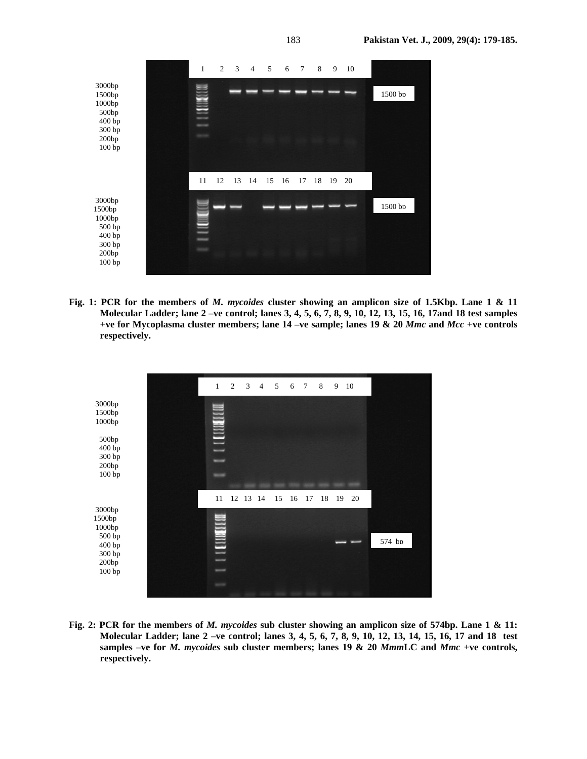**Fig. 1: PCR for the members of *M. mycoides* cluster showing an amplicon size of 1.5Kbp. Lane 1 & 11 Molecular Ladder; lane 2 –ve control; lanes 3, 4, 5, 6, 7, 8, 9, 10, 12, 13, 15, 16, 17and 18 test samples +ve for Mycoplasma cluster members; lane 14 –ve sample; lanes 19 & 20 *Mmc* and *Mcc* +ve controls respectively.**

**Fig. 2: PCR for the members of *M. mycoides* sub cluster showing an amplicon size of 574bp. Lane 1 & 11: Molecular Ladder; lane 2 –ve control; lanes 3, 4, 5, 6, 7, 8, 9, 10, 12, 13, 14, 15, 16, 17 and 18 test samples –ve for *M. mycoides* sub cluster members; lanes 19 & 20 *Mmm*LC and *Mmc* +ve controls, respectively.**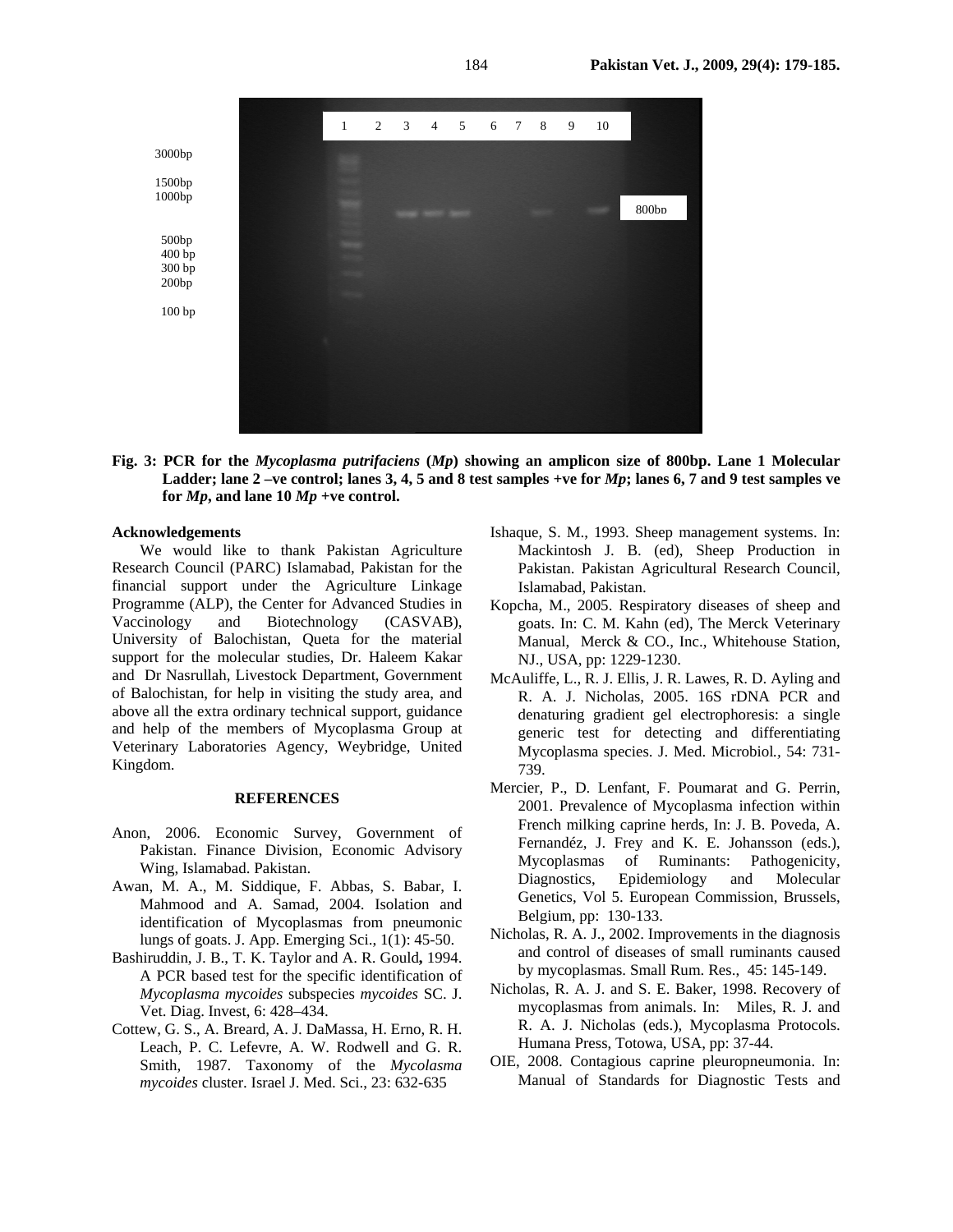Fig. 3: **PCR for the *Mycoplasma putrifaciens* (*Mp*) showing an amplicon size of 800bp. Lane 1 Molecular Ladder; lane 2 –ve control; lanes 3, 4, 5 and 8 test samples +ve for *Mp*; lanes 6, 7 and 9 test samples ve for *Mp*, and lane 10 *Mp* +ve control.**

### Acknowledgements

We would like to thank Pakistan Agriculture Research Council (PARC) Islamabad, Pakistan for the financial support under the Agriculture Linkage Programme (ALP), the Center for Advanced Studies in Vaccinology and Biotechnology (CASVAB), University of Balochistan, Queta for the material support for the molecular studies, Dr. Haleem Kakar and Dr Nasrullah, Livestock Department, Government of Balochistan, for help in visiting the study area, and above all the extra ordinary technical support, guidance and help of the members of Mycoplasma Group at Veterinary Laboratories Agency, Weybridge, United Kingdom.

### REFERENCES

Anon, 2006. Economic Survey, Government of Pakistan. Finance Division, Economic Advisory Wing, Islamabad. Pakistan.

Awan, M. A., M. Siddique, F. Abbas, S. Babar, I. Mahmood and A. Samad, 2004. Isolation and identification of Mycoplasmas from pneumonic lungs of goats. J. App. Emerging Sci., 1(1): 45-50.

Bashiruddin, J. B., T. K. Taylor and A. R. Gould**,** 1994. A PCR based test for the specific identification of *Mycoplasma mycoides* subspecies *mycoides* SC. J. Vet. Diag. Invest, 6: 428–434.

Cottew, G. S., A. Breard, A. J. DaMassa, H. Erno, R. H. Leach, P. C. Lefevre, A. W. Rodwell and G. R. Smith, 1987. Taxonomy of the *Mycolasma mycoides* cluster. Israel J. Med. Sci., 23: 632-635

Ishaque, S. M., 1993. Sheep management systems. In: Mackintosh J. B. (ed), Sheep Production in Pakistan. Pakistan Agricultural Research Council, Islamabad, Pakistan.

Kopcha, M., 2005. Respiratory diseases of sheep and goats. In: C. M. Kahn (ed), The Merck Veterinary Manual, Merck & CO., Inc., Whitehouse Station, NJ., USA, pp: 1229-1230.

McAuliffe, L., R. J. Ellis, J. R. Lawes, R. D. Ayling and R. A. J. Nicholas, 2005. 16S rDNA PCR and denaturing gradient gel electrophoresis: a single generic test for detecting and differentiating Mycoplasma species. J. Med. Microbiol*.*, 54: 731-739.

Mercier, P., D. Lenfant, F. Poumarat and G. Perrin, 2001. Prevalence of Mycoplasma infection within French milking caprine herds, In: J. B. Poveda, A. Fernandéz, J. Frey and K. E. Johansson (eds.), Mycoplasmas of Ruminants: Pathogenicity, Diagnostics, Epidemiology and Molecular Genetics, Vol 5. European Commission, Brussels, Belgium, pp: 130-133.

Nicholas, R. A. J., 2002. Improvements in the diagnosis and control of diseases of small ruminants caused by mycoplasmas. Small Rum. Res., 45: 145-149.

Nicholas, R. A. J. and S. E. Baker, 1998. Recovery of mycoplasmas from animals. In: Miles, R. J. and R. A. J. Nicholas (eds.), Mycoplasma Protocols. Humana Press, Totowa, USA, pp: 37-44.

OIE, 2008. Contagious caprine pleuropneumonia. In: Manual of Standards for Diagnostic Tests and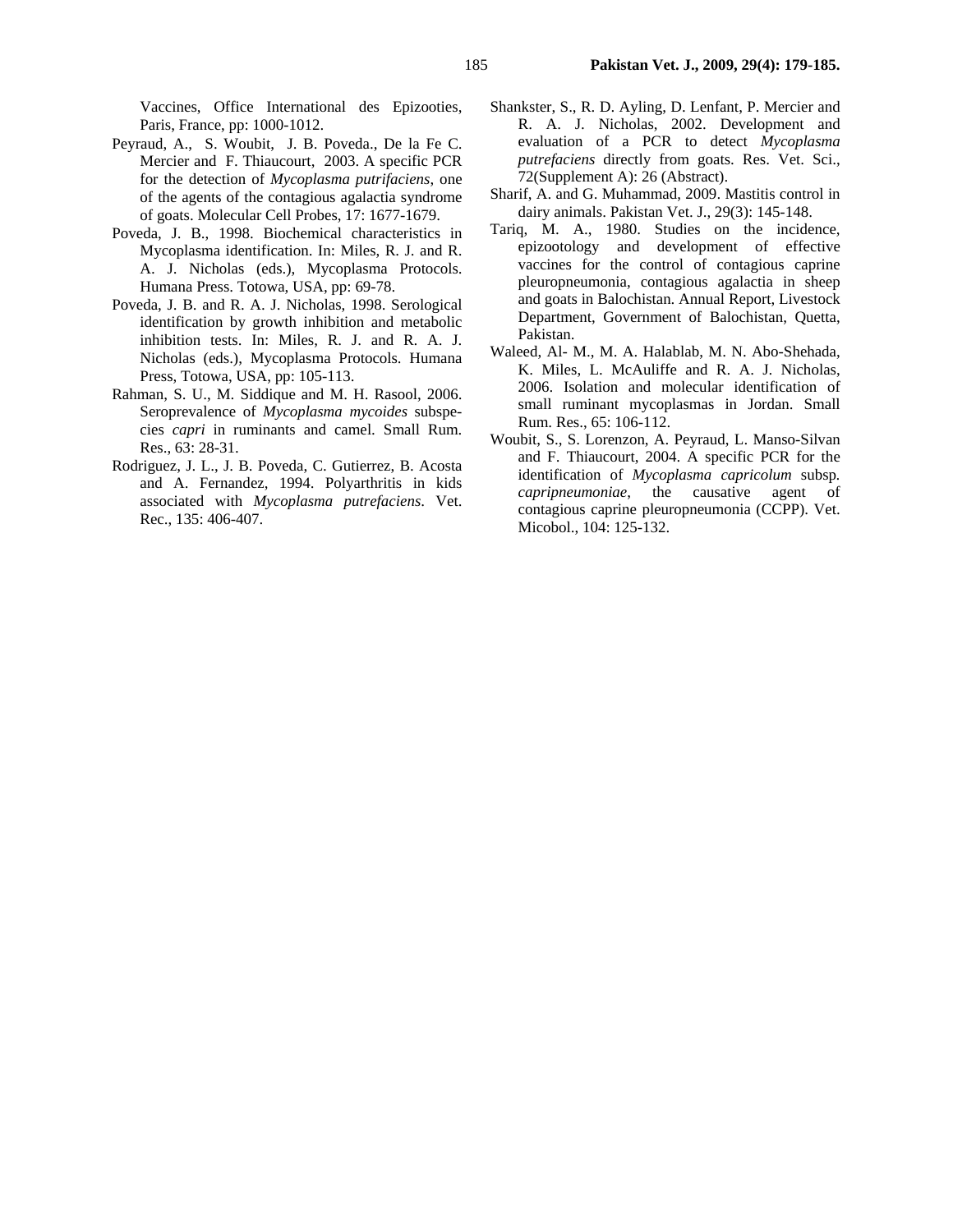Vaccines, Office International des Epizooties, Paris, France, pp: 1000-1012.

Peyraud, A., S. Woubit, J. B. Poveda., De la Fe C. Mercier and F. Thiaucourt, 2003. A specific PCR for the detection of *Mycoplasma putrifaciens*, one of the agents of the contagious agalactia syndrome of goats. Molecular Cell Probes, 17: 1677-1679.

Poveda, J. B., 1998. Biochemical characteristics in Mycoplasma identification. In: Miles, R. J. and R. A. J. Nicholas (eds.), Mycoplasma Protocols. Humana Press. Totowa, USA, pp: 69-78.

Poveda, J. B. and R. A. J. Nicholas, 1998. Serological identification by growth inhibition and metabolic inhibition tests. In: Miles, R. J. and R. A. J. Nicholas (eds.), Mycoplasma Protocols. Humana Press, Totowa, USA, pp: 105-113.

Rahman, S. U., M. Siddique and M. H. Rasool, 2006. Seroprevalence of *Mycoplasma mycoides* subspecies *capri* in ruminants and camel. Small Rum. Res., 63: 28-31.

Rodriguez, J. L., J. B. Poveda, C. Gutierrez, B. Acosta and A. Fernandez, 1994. Polyarthritis in kids associated with *Mycoplasma putrefaciens*. Vet. Rec., 135: 406-407.

Shankster, S., R. D. Ayling, D. Lenfant, P. Mercier and R. A. J. Nicholas, 2002. Development and evaluation of a PCR to detect *Mycoplasma putrefaciens* directly from goats. Res. Vet. Sci., 72(Supplement A): 26 (Abstract).

Sharif, A. and G. Muhammad, 2009. Mastitis control in dairy animals. Pakistan Vet. J., 29(3): 145-148.

Tariq, M. A., 1980. Studies on the incidence, epizootology and development of effective vaccines for the control of contagious caprine pleuropneumonia, contagious agalactia in sheep and goats in Balochistan. Annual Report, Livestock Department, Government of Balochistan, Quetta, Pakistan.

Waleed, Al- M., M. A. Halablab, M. N. Abo-Shehada, K. Miles, L. McAuliffe and R. A. J. Nicholas, 2006. Isolation and molecular identification of small ruminant mycoplasmas in Jordan. Small Rum. Res., 65: 106-112.

Woubit, S., S. Lorenzon, A. Peyraud, L. Manso-Silvan and F. Thiaucourt, 2004. A specific PCR for the identification of *Mycoplasma capricolum* subsp. *capripneumoniae*, the causative agent of contagious caprine pleuropneumonia (CCPP). Vet. Micobol., 104: 125-132.